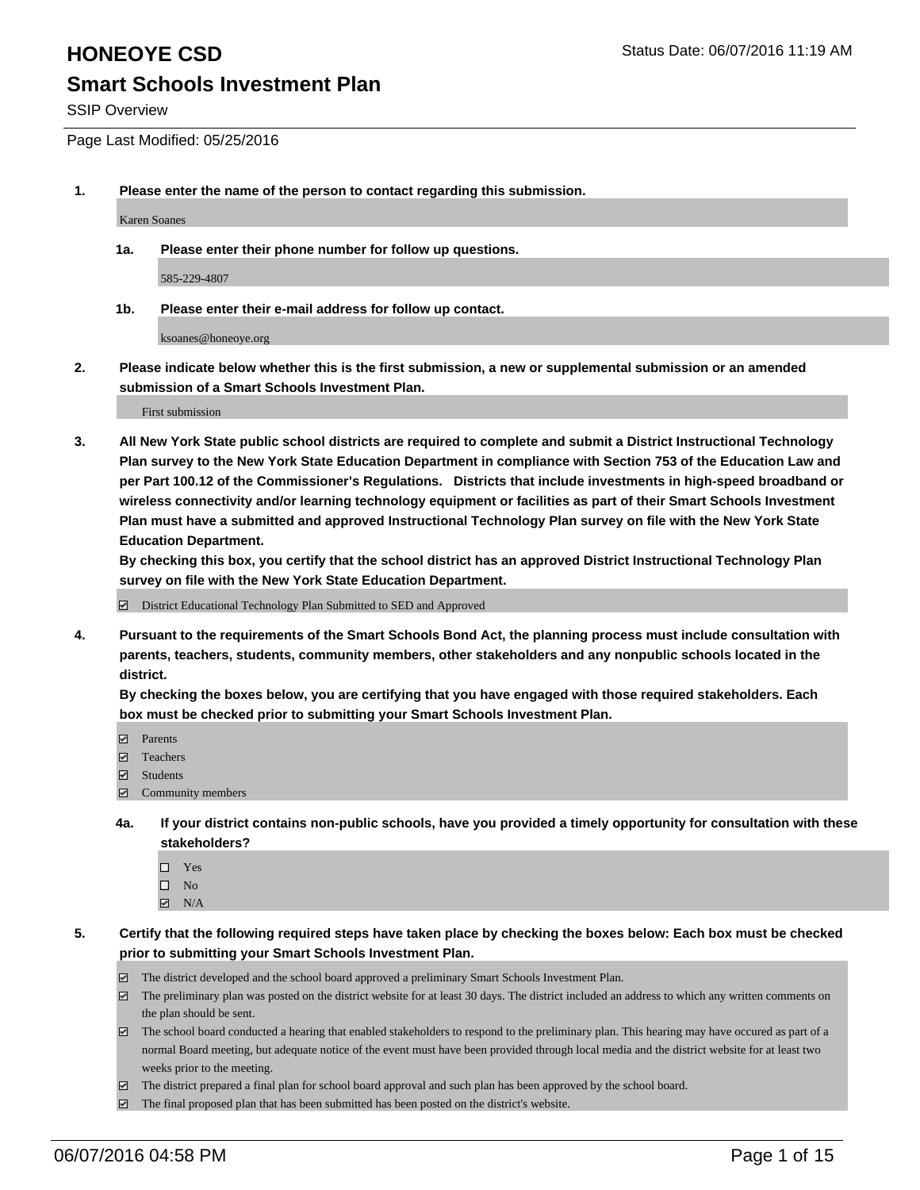# HONEOYE CSD

Status Date: 06/07/2016 11:19 AM

## Smart Schools Investment Plan

SSIP Overview

Page Last Modified: 05/25/2016

**1. Please enter the name of the person to contact regarding this submission.**

Karen Soanes

**1a. Please enter their phone number for follow up questions.**

585-229-4807

**1b. Please enter their e-mail address for follow up contact.**

ksoanes@honeoye.org

**2. Please indicate below whether this is the first submission, a new or supplemental submission or an amended submission of a Smart Schools Investment Plan.**

First submission

**3. All New York State public school districts are required to complete and submit a District Instructional Technology Plan survey to the New York State Education Department in compliance with Section 753 of the Education Law and per Part 100.12 of the Commissioner's Regulations. Districts that include investments in high-speed broadband or wireless connectivity and/or learning technology equipment or facilities as part of their Smart Schools Investment Plan must have a submitted and approved Instructional Technology Plan survey on file with the New York State Education Department.**

**By checking this box, you certify that the school district has an approved District Instructional Technology Plan survey on file with the New York State Education Department.**

- ☑ District Educational Technology Plan Submitted to SED and Approved

**4. Pursuant to the requirements of the Smart Schools Bond Act, the planning process must include consultation with parents, teachers, students, community members, other stakeholders and any nonpublic schools located in the district.**

**By checking the boxes below, you are certifying that you have engaged with those required stakeholders. Each box must be checked prior to submitting your Smart Schools Investment Plan.**

- ☑ Parents
- ☑ Teachers
- ☑ Students
- ☑ Community members

**4a. If your district contains non-public schools, have you provided a timely opportunity for consultation with these stakeholders?**

- ☐ Yes
- ☐ No
- ☑ N/A

**5. Certify that the following required steps have taken place by checking the boxes below: Each box must be checked prior to submitting your Smart Schools Investment Plan.**

- ☑ The district developed and the school board approved a preliminary Smart Schools Investment Plan.
- ☑ The preliminary plan was posted on the district website for at least 30 days. The district included an address to which any written comments on the plan should be sent.
- ☑ The school board conducted a hearing that enabled stakeholders to respond to the preliminary plan. This hearing may have occured as part of a normal Board meeting, but adequate notice of the event must have been provided through local media and the district website for at least two weeks prior to the meeting.
- ☑ The district prepared a final plan for school board approval and such plan has been approved by the school board.
- ☑ The final proposed plan that has been submitted has been posted on the district's website.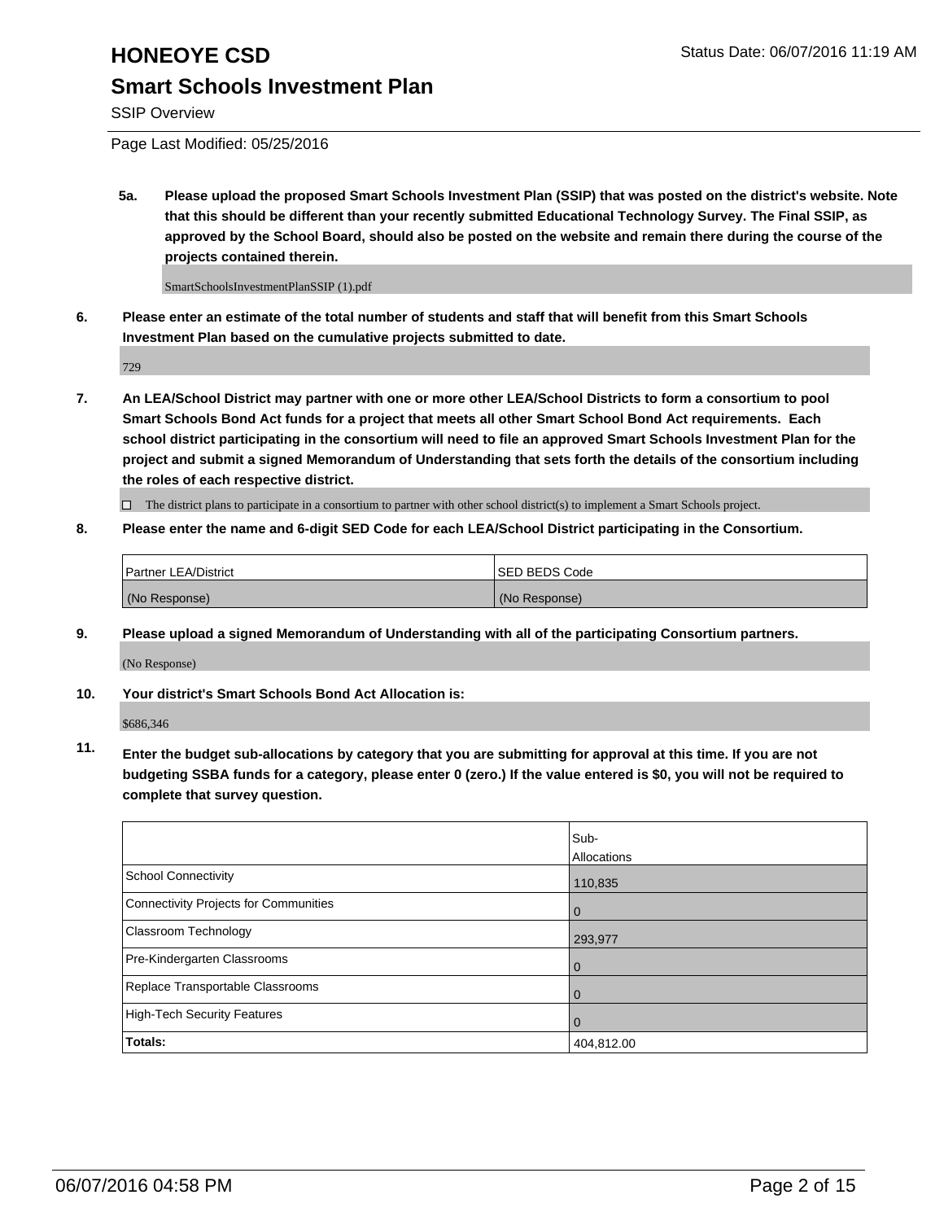# HONEOYE CSD

## Smart Schools Investment Plan

SSIP Overview

Page Last Modified: 05/25/2016

**5a. Please upload the proposed Smart Schools Investment Plan (SSIP) that was posted on the district's website. Note that this should be different than your recently submitted Educational Technology Survey. The Final SSIP, as approved by the School Board, should also be posted on the website and remain there during the course of the projects contained therein.**

SmartSchoolsInvestmentPlanSSIP (1).pdf

**6. Please enter an estimate of the total number of students and staff that will benefit from this Smart Schools Investment Plan based on the cumulative projects submitted to date.**

729

**7. An LEA/School District may partner with one or more other LEA/School Districts to form a consortium to pool Smart Schools Bond Act funds for a project that meets all other Smart School Bond Act requirements. Each school district participating in the consortium will need to file an approved Smart Schools Investment Plan for the project and submit a signed Memorandum of Understanding that sets forth the details of the consortium including the roles of each respective district.**

☐ The district plans to participate in a consortium to partner with other school district(s) to implement a Smart Schools project.

**8. Please enter the name and 6-digit SED Code for each LEA/School District participating in the Consortium.**

| Partner LEA/District | SED BEDS Code |
|---|---|
| (No Response) | (No Response) |

**9. Please upload a signed Memorandum of Understanding with all of the participating Consortium partners.**

(No Response)

**10. Your district's Smart Schools Bond Act Allocation is:**

$686,346

**11. Enter the budget sub-allocations by category that you are submitting for approval at this time. If you are not budgeting SSBA funds for a category, please enter 0 (zero.) If the value entered is $0, you will not be required to complete that survey question.**

| | Sub-Allocations |
|---|---|
| School Connectivity | 110,835 |
| Connectivity Projects for Communities | 0 |
| Classroom Technology | 293,977 |
| Pre-Kindergarten Classrooms | 0 |
| Replace Transportable Classrooms | 0 |
| High-Tech Security Features | 0 |
| **Totals:** | 404,812.00 |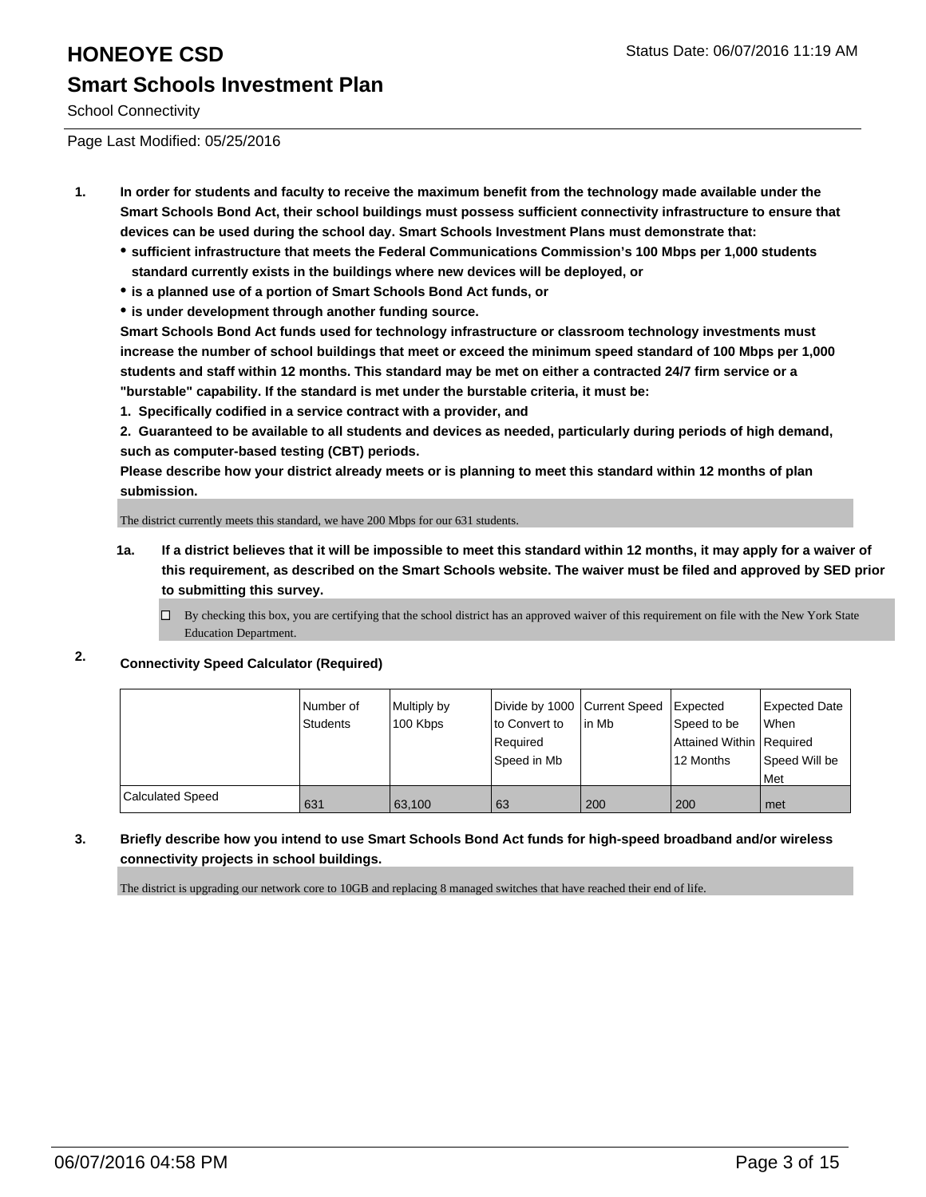# HONEOYE CSD

Status Date: 06/07/2016 11:19 AM

## Smart Schools Investment Plan

School Connectivity

Page Last Modified: 05/25/2016

1. **In order for students and faculty to receive the maximum benefit from the technology made available under the Smart Schools Bond Act, their school buildings must possess sufficient connectivity infrastructure to ensure that devices can be used during the school day. Smart Schools Investment Plans must demonstrate that:**
   - **sufficient infrastructure that meets the Federal Communications Commission's 100 Mbps per 1,000 students standard currently exists in the buildings where new devices will be deployed, or**
   - **is a planned use of a portion of Smart Schools Bond Act funds, or**
   - **is under development through another funding source.**

   **Smart Schools Bond Act funds used for technology infrastructure or classroom technology investments must increase the number of school buildings that meet or exceed the minimum speed standard of 100 Mbps per 1,000 students and staff within 12 months. This standard may be met on either a contracted 24/7 firm service or a "burstable" capability. If the standard is met under the burstable criteria, it must be:**

   **1. Specifically codified in a service contract with a provider, and**

   **2. Guaranteed to be available to all students and devices as needed, particularly during periods of high demand, such as computer-based testing (CBT) periods.**

   **Please describe how your district already meets or is planning to meet this standard within 12 months of plan submission.**

   The district currently meets this standard, we have 200 Mbps for our 631 students.

   **1a. If a district believes that it will be impossible to meet this standard within 12 months, it may apply for a waiver of this requirement, as described on the Smart Schools website. The waiver must be filed and approved by SED prior to submitting this survey.**

   ☐ By checking this box, you are certifying that the school district has an approved waiver of this requirement on file with the New York State Education Department.

2. **Connectivity Speed Calculator (Required)**

| | Number of Students | Multiply by 100 Kbps | Divide by 1000 to Convert to Required Speed in Mb | Current Speed in Mb | Expected Speed to be Attained Within 12 Months | Expected Date When Required Speed Will be Met |
|---|---|---|---|---|---|---|
| Calculated Speed | 631 | 63,100 | 63 | 200 | 200 | met |

3. **Briefly describe how you intend to use Smart Schools Bond Act funds for high-speed broadband and/or wireless connectivity projects in school buildings.**

   The district is upgrading our network core to 10GB and replacing 8 managed switches that have reached their end of life.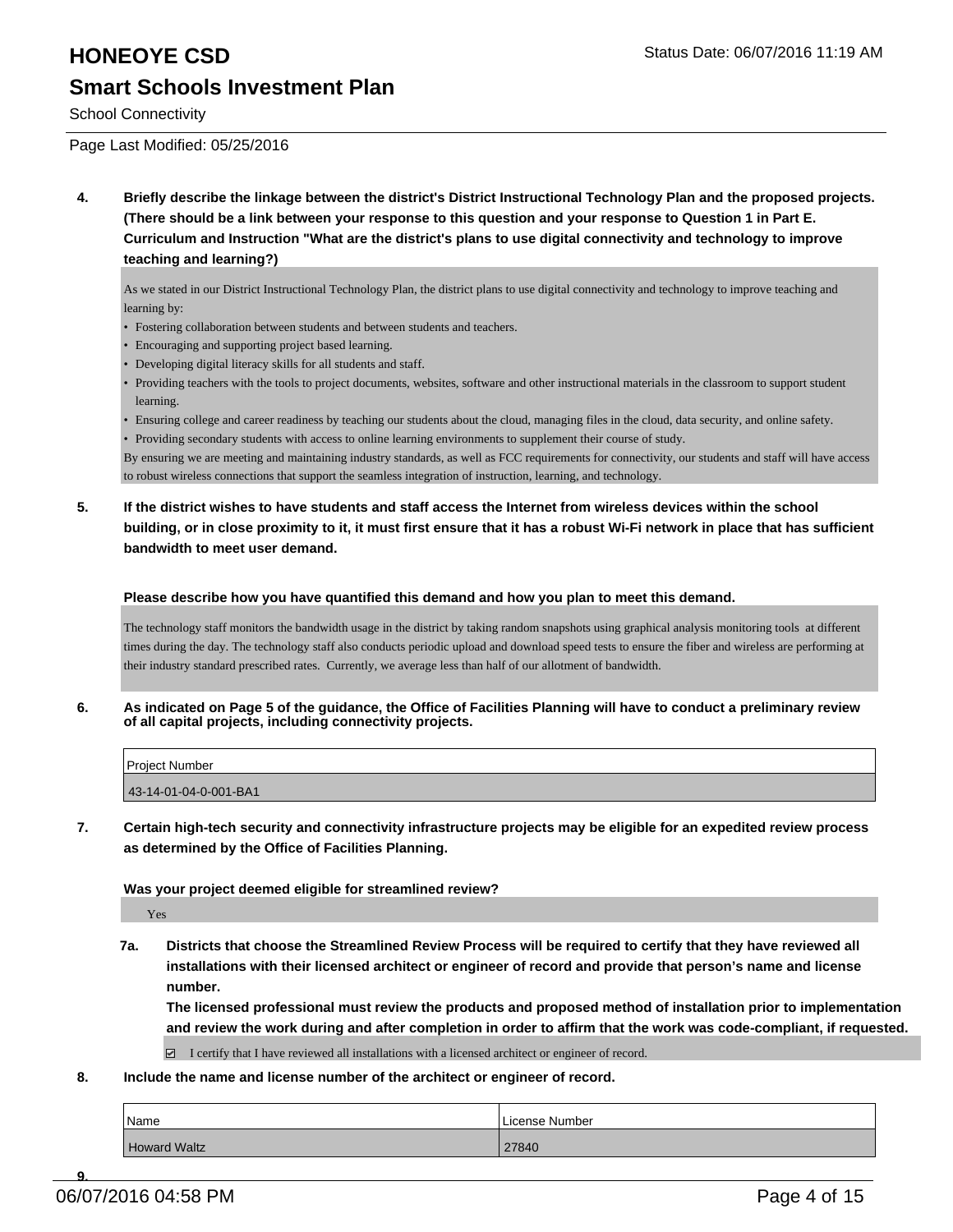**4. Briefly describe the linkage between the district's District Instructional Technology Plan and the proposed projects. (There should be a link between your response to this question and your response to Question 1 in Part E. Curriculum and Instruction "What are the district's plans to use digital connectivity and technology to improve teaching and learning?)**

As we stated in our District Instructional Technology Plan, the district plans to use digital connectivity and technology to improve teaching and learning by:

- Fostering collaboration between students and between students and teachers.
- Encouraging and supporting project based learning.
- Developing digital literacy skills for all students and staff.
- Providing teachers with the tools to project documents, websites, software and other instructional materials in the classroom to support student learning.
- Ensuring college and career readiness by teaching our students about the cloud, managing files in the cloud, data security, and online safety.
- Providing secondary students with access to online learning environments to supplement their course of study.

By ensuring we are meeting and maintaining industry standards, as well as FCC requirements for connectivity, our students and staff will have access to robust wireless connections that support the seamless integration of instruction, learning, and technology.

**5. If the district wishes to have students and staff access the Internet from wireless devices within the school building, or in close proximity to it, it must first ensure that it has a robust Wi-Fi network in place that has sufficient bandwidth to meet user demand.**

**Please describe how you have quantified this demand and how you plan to meet this demand.**

The technology staff monitors the bandwidth usage in the district by taking random snapshots using graphical analysis monitoring tools at different times during the day. The technology staff also conducts periodic upload and download speed tests to ensure the fiber and wireless are performing at their industry standard prescribed rates. Currently, we average less than half of our allotment of bandwidth.

**6. As indicated on Page 5 of the guidance, the Office of Facilities Planning will have to conduct a preliminary review of all capital projects, including connectivity projects.**

| Project Number |
| --- |
| 43-14-01-04-0-001-BA1 |

**7. Certain high-tech security and connectivity infrastructure projects may be eligible for an expedited review process as determined by the Office of Facilities Planning.**

**Was your project deemed eligible for streamlined review?**

Yes

**7a. Districts that choose the Streamlined Review Process will be required to certify that they have reviewed all installations with their licensed architect or engineer of record and provide that person's name and license number. The licensed professional must review the products and proposed method of installation prior to implementation and review the work during and after completion in order to affirm that the work was code-compliant, if requested.**

☑ I certify that I have reviewed all installations with a licensed architect or engineer of record.

**8. Include the name and license number of the architect or engineer of record.**

| Name | License Number |
| --- | --- |
| Howard Waltz | 27840 |

**9.**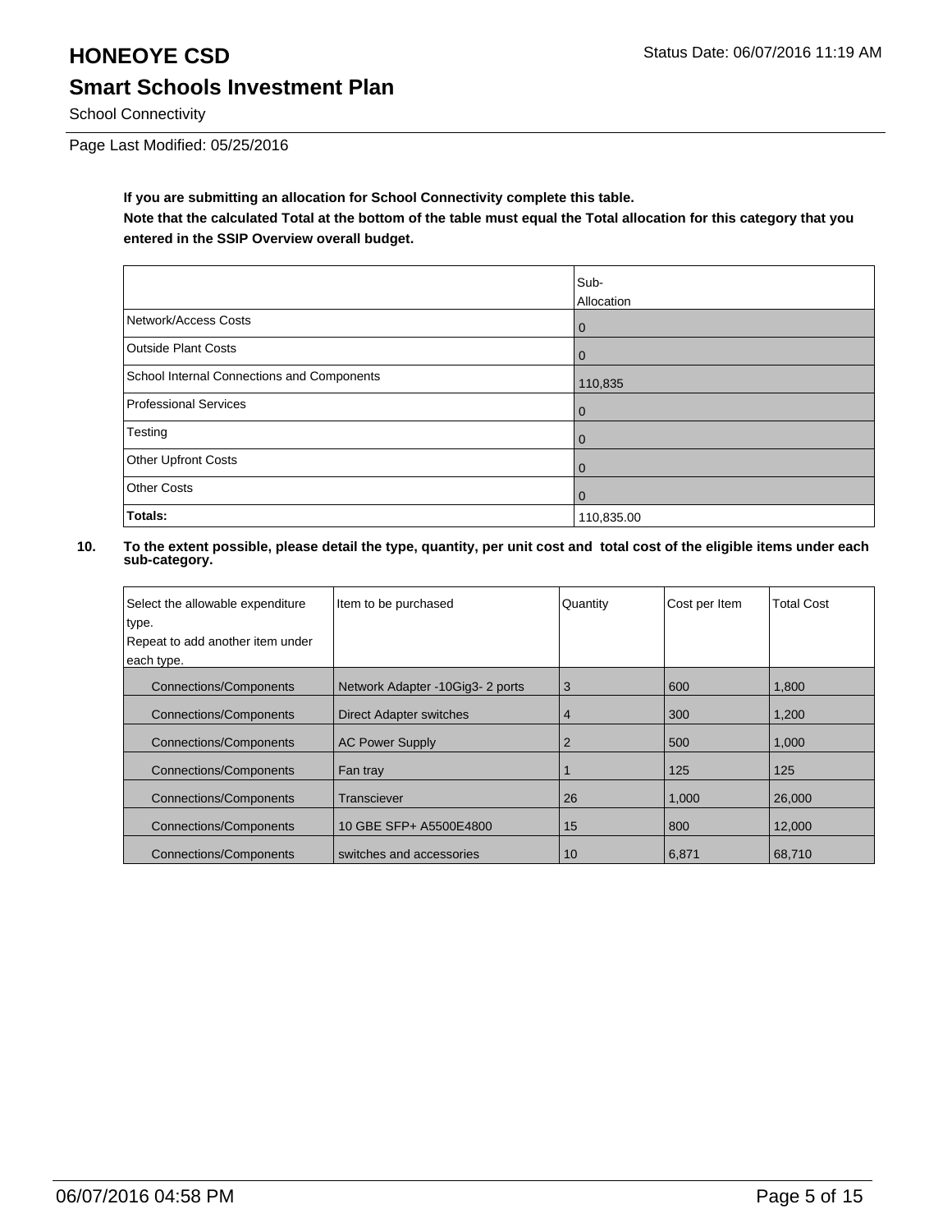# HONEOYE CSD

## Smart Schools Investment Plan

School Connectivity

Page Last Modified: 05/25/2016

**If you are submitting an allocation for School Connectivity complete this table.**
**Note that the calculated Total at the bottom of the table must equal the Total allocation for this category that you entered in the SSIP Overview overall budget.**

| | Sub-Allocation |
|---|---|
| Network/Access Costs | 0 |
| Outside Plant Costs | 0 |
| School Internal Connections and Components | 110,835 |
| Professional Services | 0 |
| Testing | 0 |
| Other Upfront Costs | 0 |
| Other Costs | 0 |
| **Totals:** | 110,835.00 |

**10. To the extent possible, please detail the type, quantity, per unit cost and total cost of the eligible items under each sub-category.**

| Select the allowable expenditure type. Repeat to add another item under each type. | Item to be purchased | Quantity | Cost per Item | Total Cost |
|---|---|---|---|---|
| Connections/Components | Network Adapter -10Gig3- 2 ports | 3 | 600 | 1,800 |
| Connections/Components | Direct Adapter switches | 4 | 300 | 1,200 |
| Connections/Components | AC Power Supply | 2 | 500 | 1,000 |
| Connections/Components | Fan tray | 1 | 125 | 125 |
| Connections/Components | Transciever | 26 | 1,000 | 26,000 |
| Connections/Components | 10 GBE SFP+ A5500E4800 | 15 | 800 | 12,000 |
| Connections/Components | switches and accessories | 10 | 6,871 | 68,710 |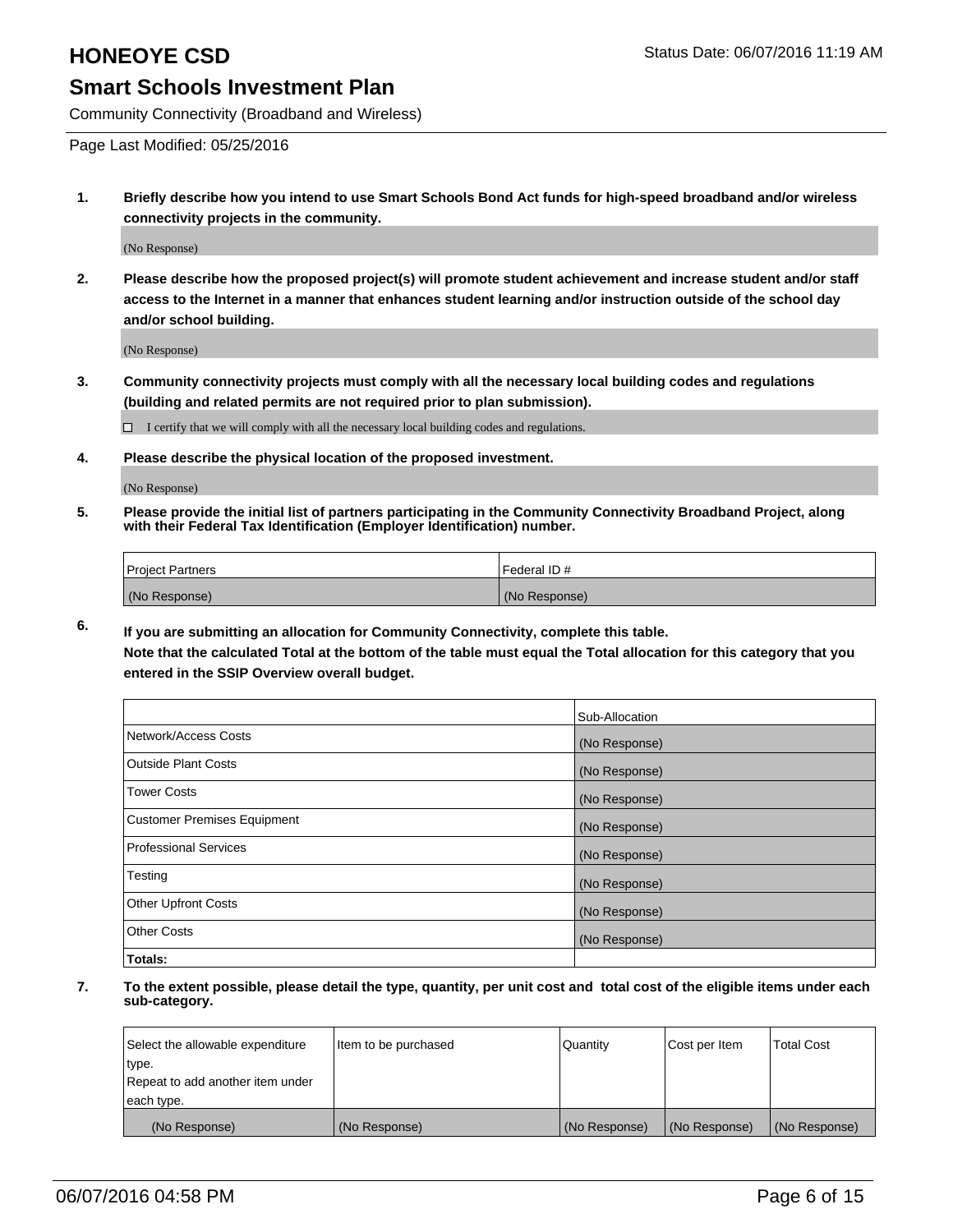# HONEOYE CSD

Status Date: 06/07/2016 11:19 AM

## Smart Schools Investment Plan

Community Connectivity (Broadband and Wireless)

Page Last Modified: 05/25/2016

**1. Briefly describe how you intend to use Smart Schools Bond Act funds for high-speed broadband and/or wireless connectivity projects in the community.**

(No Response)

**2. Please describe how the proposed project(s) will promote student achievement and increase student and/or staff access to the Internet in a manner that enhances student learning and/or instruction outside of the school day and/or school building.**

(No Response)

**3. Community connectivity projects must comply with all the necessary local building codes and regulations (building and related permits are not required prior to plan submission).**

☐ I certify that we will comply with all the necessary local building codes and regulations.

**4. Please describe the physical location of the proposed investment.**

(No Response)

**5. Please provide the initial list of partners participating in the Community Connectivity Broadband Project, along with their Federal Tax Identification (Employer Identification) number.**

| Project Partners | Federal ID # |
|---|---|
| (No Response) | (No Response) |

**6. If you are submitting an allocation for Community Connectivity, complete this table. Note that the calculated Total at the bottom of the table must equal the Total allocation for this category that you entered in the SSIP Overview overall budget.**

| | Sub-Allocation |
|---|---|
| Network/Access Costs | (No Response) |
| Outside Plant Costs | (No Response) |
| Tower Costs | (No Response) |
| Customer Premises Equipment | (No Response) |
| Professional Services | (No Response) |
| Testing | (No Response) |
| Other Upfront Costs | (No Response) |
| Other Costs | (No Response) |
| **Totals:** | |

**7. To the extent possible, please detail the type, quantity, per unit cost and total cost of the eligible items under each sub-category.**

| Select the allowable expenditure type. Repeat to add another item under each type. | Item to be purchased | Quantity | Cost per Item | Total Cost |
|---|---|---|---|---|
| (No Response) | (No Response) | (No Response) | (No Response) | (No Response) |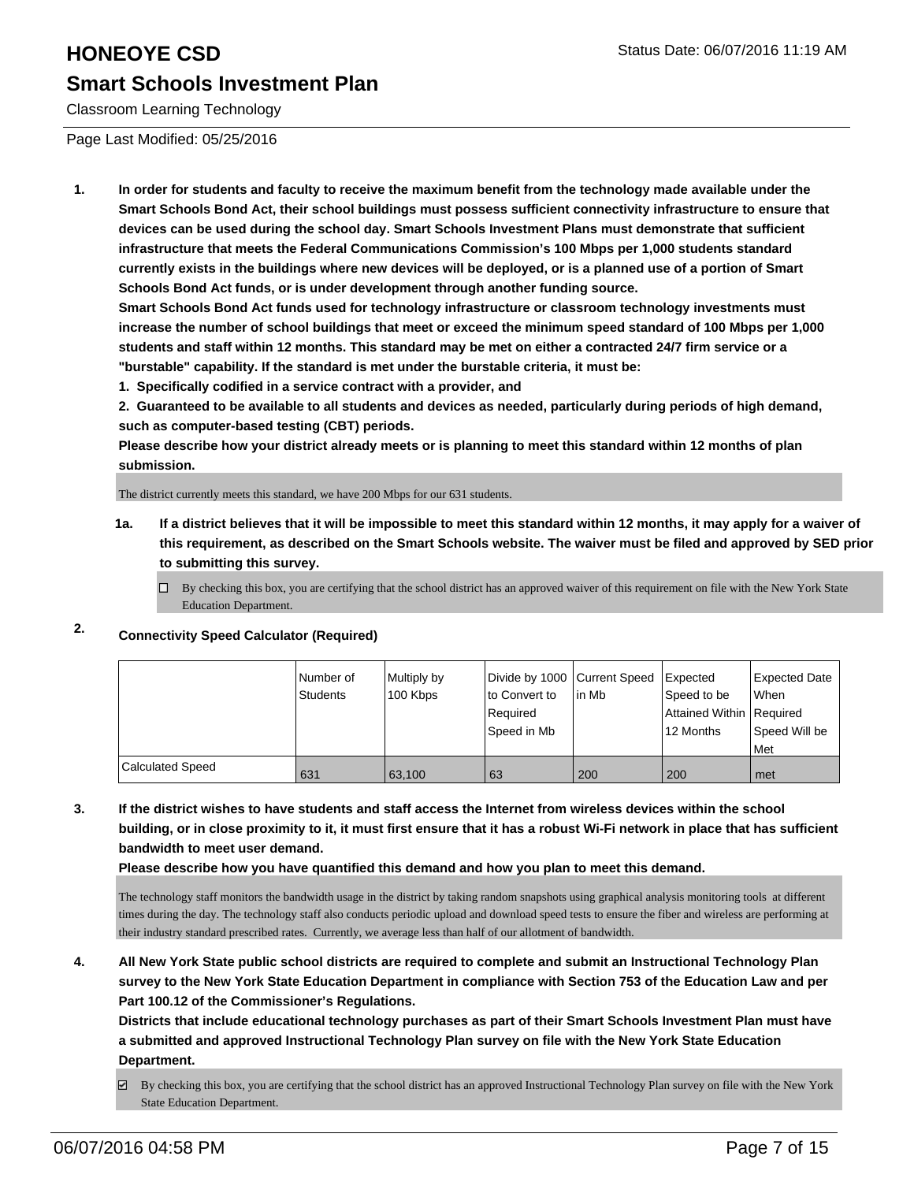# HONEOYE CSD

## Smart Schools Investment Plan

Classroom Learning Technology

Page Last Modified: 05/25/2016

**1. In order for students and faculty to receive the maximum benefit from the technology made available under the Smart Schools Bond Act, their school buildings must possess sufficient connectivity infrastructure to ensure that devices can be used during the school day. Smart Schools Investment Plans must demonstrate that sufficient infrastructure that meets the Federal Communications Commission's 100 Mbps per 1,000 students standard currently exists in the buildings where new devices will be deployed, or is a planned use of a portion of Smart Schools Bond Act funds, or is under development through another funding source.**

**Smart Schools Bond Act funds used for technology infrastructure or classroom technology investments must increase the number of school buildings that meet or exceed the minimum speed standard of 100 Mbps per 1,000 students and staff within 12 months. This standard may be met on either a contracted 24/7 firm service or a "burstable" capability. If the standard is met under the burstable criteria, it must be:**

**1. Specifically codified in a service contract with a provider, and**

**2. Guaranteed to be available to all students and devices as needed, particularly during periods of high demand, such as computer-based testing (CBT) periods.**

**Please describe how your district already meets or is planning to meet this standard within 12 months of plan submission.**

The district currently meets this standard, we have 200 Mbps for our 631 students.

**1a. If a district believes that it will be impossible to meet this standard within 12 months, it may apply for a waiver of this requirement, as described on the Smart Schools website. The waiver must be filed and approved by SED prior to submitting this survey.**

☐ By checking this box, you are certifying that the school district has an approved waiver of this requirement on file with the New York State Education Department.

**2. Connectivity Speed Calculator (Required)**

| | Number of Students | Multiply by 100 Kbps | Divide by 1000 to Convert to Required Speed in Mb | Current Speed in Mb | Expected Speed to be Attained Within 12 Months | Expected Date When Required Speed Will be Met |
|---|---|---|---|---|---|---|
| Calculated Speed | 631 | 63,100 | 63 | 200 | 200 | met |

**3. If the district wishes to have students and staff access the Internet from wireless devices within the school building, or in close proximity to it, it must first ensure that it has a robust Wi-Fi network in place that has sufficient bandwidth to meet user demand.**

**Please describe how you have quantified this demand and how you plan to meet this demand.**

The technology staff monitors the bandwidth usage in the district by taking random snapshots using graphical analysis monitoring tools at different times during the day. The technology staff also conducts periodic upload and download speed tests to ensure the fiber and wireless are performing at their industry standard prescribed rates. Currently, we average less than half of our allotment of bandwidth.

**4. All New York State public school districts are required to complete and submit an Instructional Technology Plan survey to the New York State Education Department in compliance with Section 753 of the Education Law and per Part 100.12 of the Commissioner's Regulations.**

**Districts that include educational technology purchases as part of their Smart Schools Investment Plan must have a submitted and approved Instructional Technology Plan survey on file with the New York State Education Department.**

☑ By checking this box, you are certifying that the school district has an approved Instructional Technology Plan survey on file with the New York State Education Department.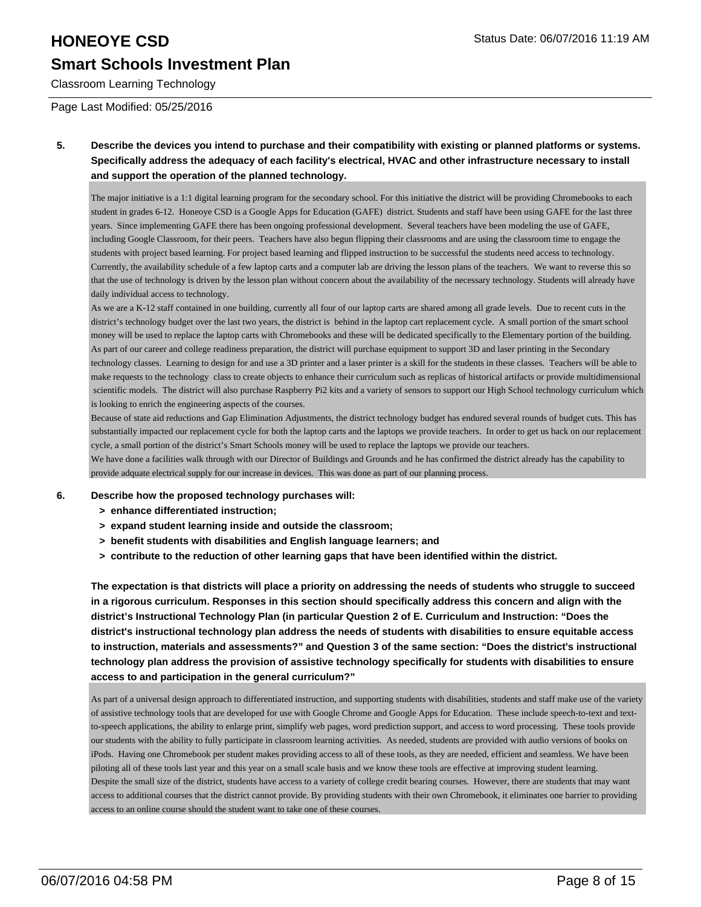**5. Describe the devices you intend to purchase and their compatibility with existing or planned platforms or systems. Specifically address the adequacy of each facility's electrical, HVAC and other infrastructure necessary to install and support the operation of the planned technology.**

The major initiative is a 1:1 digital learning program for the secondary school. For this initiative the district will be providing Chromebooks to each student in grades 6-12. Honeoye CSD is a Google Apps for Education (GAFE) district. Students and staff have been using GAFE for the last three years. Since implementing GAFE there has been ongoing professional development. Several teachers have been modeling the use of GAFE, including Google Classroom, for their peers. Teachers have also begun flipping their classrooms and are using the classroom time to engage the students with project based learning. For project based learning and flipped instruction to be successful the students need access to technology. Currently, the availability schedule of a few laptop carts and a computer lab are driving the lesson plans of the teachers. We want to reverse this so that the use of technology is driven by the lesson plan without concern about the availability of the necessary technology. Students will already have daily individual access to technology.

As we are a K-12 staff contained in one building, currently all four of our laptop carts are shared among all grade levels. Due to recent cuts in the district's technology budget over the last two years, the district is behind in the laptop cart replacement cycle. A small portion of the smart school money will be used to replace the laptop carts with Chromebooks and these will be dedicated specifically to the Elementary portion of the building.

As part of our career and college readiness preparation, the district will purchase equipment to support 3D and laser printing in the Secondary technology classes. Learning to design for and use a 3D printer and a laser printer is a skill for the students in these classes. Teachers will be able to make requests to the technology class to create objects to enhance their curriculum such as replicas of historical artifacts or provide multidimensional scientific models. The district will also purchase Raspberry Pi2 kits and a variety of sensors to support our High School technology curriculum which is looking to enrich the engineering aspects of the courses.

Because of state aid reductions and Gap Elimination Adjustments, the district technology budget has endured several rounds of budget cuts. This has substantially impacted our replacement cycle for both the laptop carts and the laptops we provide teachers. In order to get us back on our replacement cycle, a small portion of the district's Smart Schools money will be used to replace the laptops we provide our teachers.

We have done a facilities walk through with our Director of Buildings and Grounds and he has confirmed the district already has the capability to provide adquate electrical supply for our increase in devices. This was done as part of our planning process.

**6. Describe how the proposed technology purchases will:**

- **> enhance differentiated instruction;**
- **> expand student learning inside and outside the classroom;**
- **> benefit students with disabilities and English language learners; and**
- **> contribute to the reduction of other learning gaps that have been identified within the district.**

**The expectation is that districts will place a priority on addressing the needs of students who struggle to succeed in a rigorous curriculum. Responses in this section should specifically address this concern and align with the district's Instructional Technology Plan (in particular Question 2 of E. Curriculum and Instruction: "Does the district's instructional technology plan address the needs of students with disabilities to ensure equitable access to instruction, materials and assessments?" and Question 3 of the same section: "Does the district's instructional technology plan address the provision of assistive technology specifically for students with disabilities to ensure access to and participation in the general curriculum?"**

As part of a universal design approach to differentiated instruction, and supporting students with disabilities, students and staff make use of the variety of assistive technology tools that are developed for use with Google Chrome and Google Apps for Education. These include speech-to-text and text-to-speech applications, the ability to enlarge print, simplify web pages, word prediction support, and access to word processing. These tools provide our students with the ability to fully participate in classroom learning activities. As needed, students are provided with audio versions of books on iPods. Having one Chromebook per student makes providing access to all of these tools, as they are needed, efficient and seamless. We have been piloting all of these tools last year and this year on a small scale basis and we know these tools are effective at improving student learning.

Despite the small size of the district, students have access to a variety of college credit bearing courses. However, there are students that may want access to additional courses that the district cannot provide. By providing students with their own Chromebook, it eliminates one barrier to providing access to an online course should the student want to take one of these courses.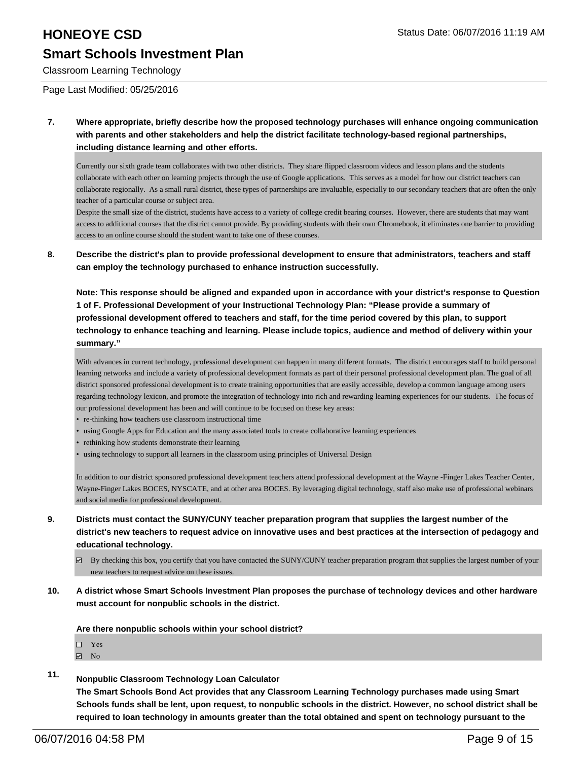**7. Where appropriate, briefly describe how the proposed technology purchases will enhance ongoing communication with parents and other stakeholders and help the district facilitate technology-based regional partnerships, including distance learning and other efforts.**

Currently our sixth grade team collaborates with two other districts. They share flipped classroom videos and lesson plans and the students collaborate with each other on learning projects through the use of Google applications. This serves as a model for how our district teachers can collaborate regionally. As a small rural district, these types of partnerships are invaluable, especially to our secondary teachers that are often the only teacher of a particular course or subject area.
Despite the small size of the district, students have access to a variety of college credit bearing courses. However, there are students that may want access to additional courses that the district cannot provide. By providing students with their own Chromebook, it eliminates one barrier to providing access to an online course should the student want to take one of these courses.

**8. Describe the district's plan to provide professional development to ensure that administrators, teachers and staff can employ the technology purchased to enhance instruction successfully.**

**Note: This response should be aligned and expanded upon in accordance with your district's response to Question 1 of F. Professional Development of your Instructional Technology Plan: "Please provide a summary of professional development offered to teachers and staff, for the time period covered by this plan, to support technology to enhance teaching and learning. Please include topics, audience and method of delivery within your summary."**

With advances in current technology, professional development can happen in many different formats. The district encourages staff to build personal learning networks and include a variety of professional development formats as part of their personal professional development plan. The goal of all district sponsored professional development is to create training opportunities that are easily accessible, develop a common language among users regarding technology lexicon, and promote the integration of technology into rich and rewarding learning experiences for our students. The focus of our professional development has been and will continue to be focused on these key areas:

- re-thinking how teachers use classroom instructional time
- using Google Apps for Education and the many associated tools to create collaborative learning experiences
- rethinking how students demonstrate their learning
- using technology to support all learners in the classroom using principles of Universal Design

In addition to our district sponsored professional development teachers attend professional development at the Wayne -Finger Lakes Teacher Center, Wayne-Finger Lakes BOCES, NYSCATE, and at other area BOCES. By leveraging digital technology, staff also make use of professional webinars and social media for professional development.

**9. Districts must contact the SUNY/CUNY teacher preparation program that supplies the largest number of the district's new teachers to request advice on innovative uses and best practices at the intersection of pedagogy and educational technology.**

☑ By checking this box, you certify that you have contacted the SUNY/CUNY teacher preparation program that supplies the largest number of your new teachers to request advice on these issues.

**10. A district whose Smart Schools Investment Plan proposes the purchase of technology devices and other hardware must account for nonpublic schools in the district.**

**Are there nonpublic schools within your school district?**

☐ Yes
☑ No

**11. Nonpublic Classroom Technology Loan Calculator**
**The Smart Schools Bond Act provides that any Classroom Learning Technology purchases made using Smart Schools funds shall be lent, upon request, to nonpublic schools in the district. However, no school district shall be required to loan technology in amounts greater than the total obtained and spent on technology pursuant to the**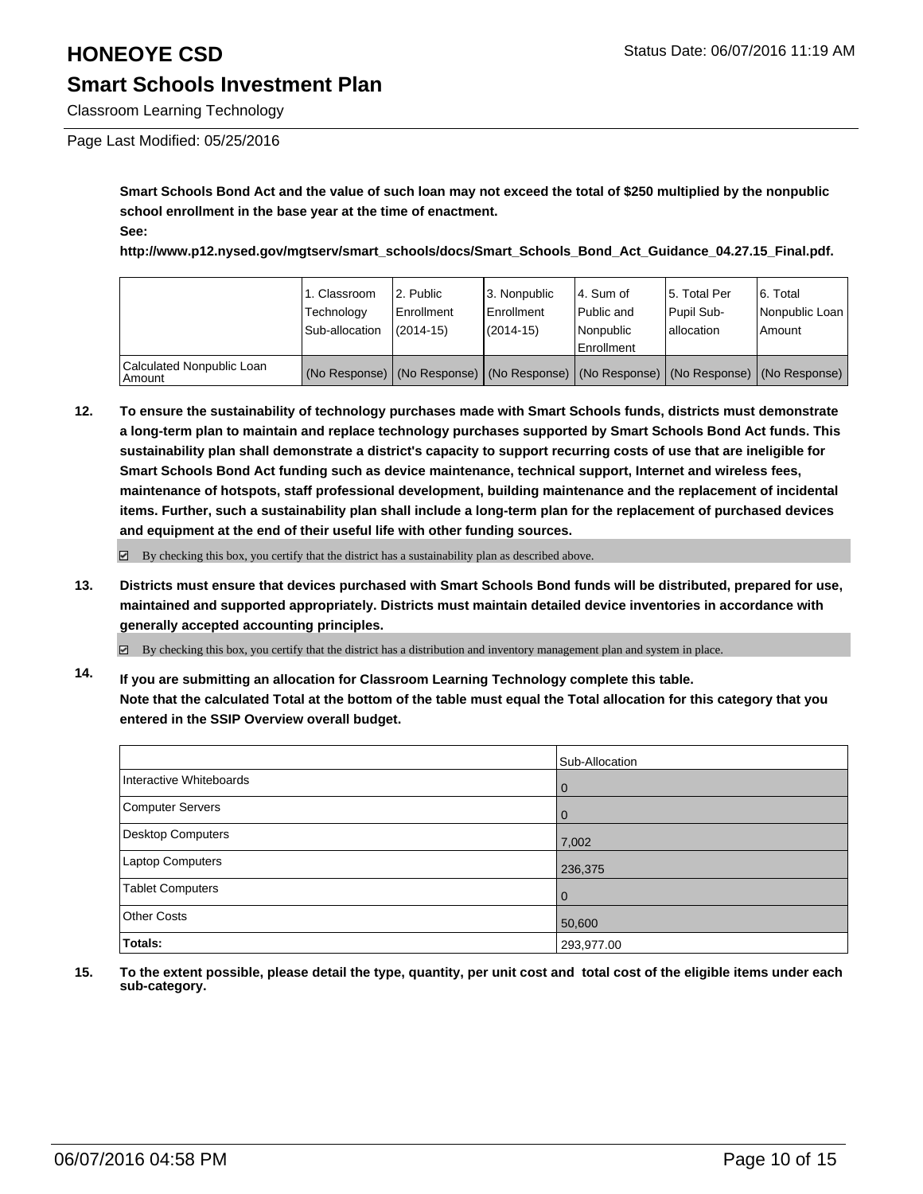**Smart Schools Bond Act and the value of such loan may not exceed the total of $250 multiplied by the nonpublic school enrollment in the base year at the time of enactment.**

**See:**

**http://www.p12.nysed.gov/mgtserv/smart_schools/docs/Smart_Schools_Bond_Act_Guidance_04.27.15_Final.pdf.**

| | 1. Classroom Technology Sub-allocation | 2. Public Enrollment (2014-15) | 3. Nonpublic Enrollment (2014-15) | 4. Sum of Public and Nonpublic Enrollment | 5. Total Per Pupil Sub-allocation | 6. Total Nonpublic Loan Amount |
|---|---|---|---|---|---|---|
| Calculated Nonpublic Loan Amount | (No Response) | (No Response) | (No Response) | (No Response) | (No Response) | (No Response) |

**12. To ensure the sustainability of technology purchases made with Smart Schools funds, districts must demonstrate a long-term plan to maintain and replace technology purchases supported by Smart Schools Bond Act funds. This sustainability plan shall demonstrate a district's capacity to support recurring costs of use that are ineligible for Smart Schools Bond Act funding such as device maintenance, technical support, Internet and wireless fees, maintenance of hotspots, staff professional development, building maintenance and the replacement of incidental items. Further, such a sustainability plan shall include a long-term plan for the replacement of purchased devices and equipment at the end of their useful life with other funding sources.**

☑ By checking this box, you certify that the district has a sustainability plan as described above.

**13. Districts must ensure that devices purchased with Smart Schools Bond funds will be distributed, prepared for use, maintained and supported appropriately. Districts must maintain detailed device inventories in accordance with generally accepted accounting principles.**

☑ By checking this box, you certify that the district has a distribution and inventory management plan and system in place.

**14. If you are submitting an allocation for Classroom Learning Technology complete this table. Note that the calculated Total at the bottom of the table must equal the Total allocation for this category that you entered in the SSIP Overview overall budget.**

| | Sub-Allocation |
|---|---|
| Interactive Whiteboards | 0 |
| Computer Servers | 0 |
| Desktop Computers | 7,002 |
| Laptop Computers | 236,375 |
| Tablet Computers | 0 |
| Other Costs | 50,600 |
| **Totals:** | 293,977.00 |

**15. To the extent possible, please detail the type, quantity, per unit cost and total cost of the eligible items under each sub-category.**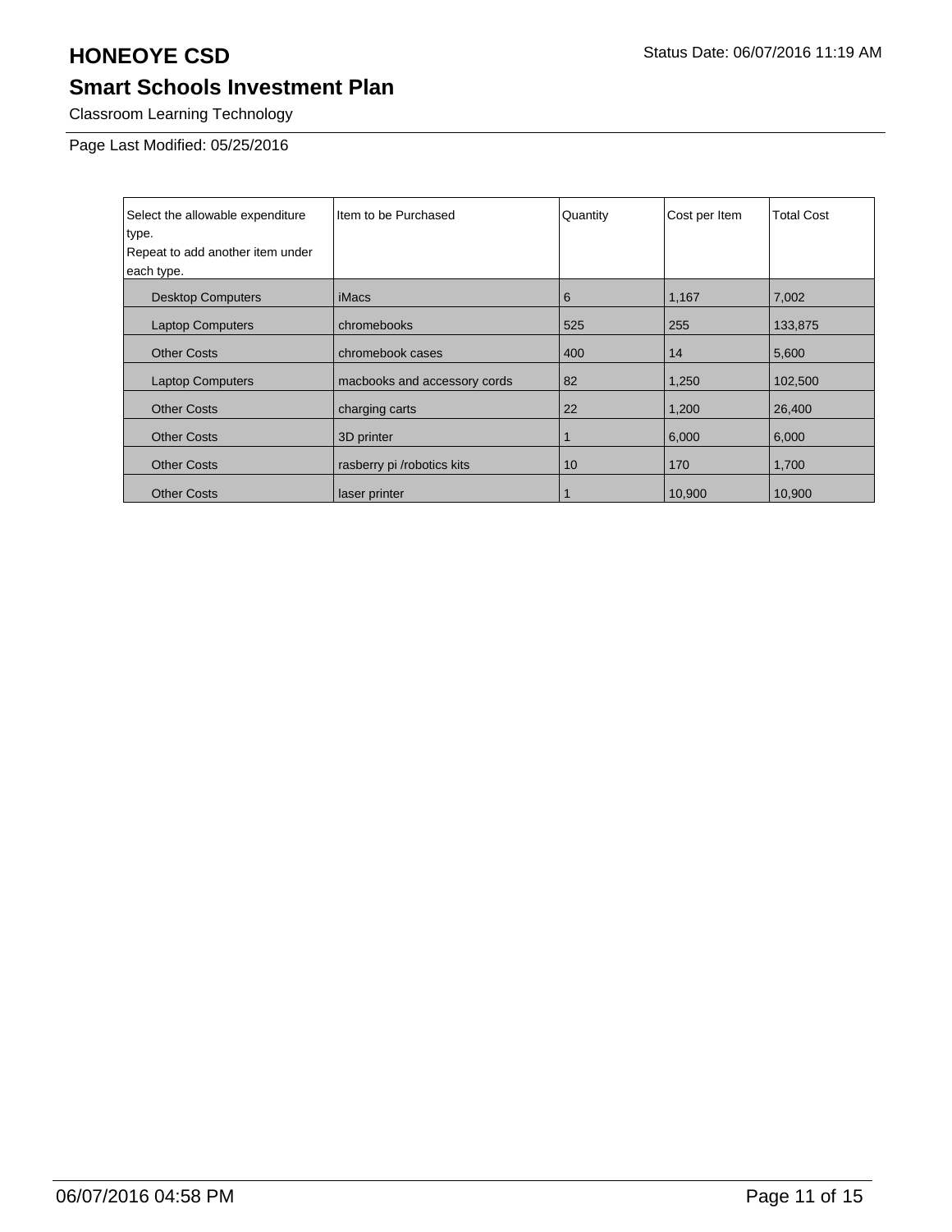# HONEOYE CSD

Status Date: 06/07/2016 11:19 AM

## Smart Schools Investment Plan

Classroom Learning Technology

Page Last Modified: 05/25/2016

| Select the allowable expenditure type. Repeat to add another item under each type. | Item to be Purchased | Quantity | Cost per Item | Total Cost |
|---|---|---|---|---|
| Desktop Computers | iMacs | 6 | 1,167 | 7,002 |
| Laptop Computers | chromebooks | 525 | 255 | 133,875 |
| Other Costs | chromebook cases | 400 | 14 | 5,600 |
| Laptop Computers | macbooks and accessory cords | 82 | 1,250 | 102,500 |
| Other Costs | charging carts | 22 | 1,200 | 26,400 |
| Other Costs | 3D printer | 1 | 6,000 | 6,000 |
| Other Costs | rasberry pi /robotics kits | 10 | 170 | 1,700 |
| Other Costs | laser printer | 1 | 10,900 | 10,900 |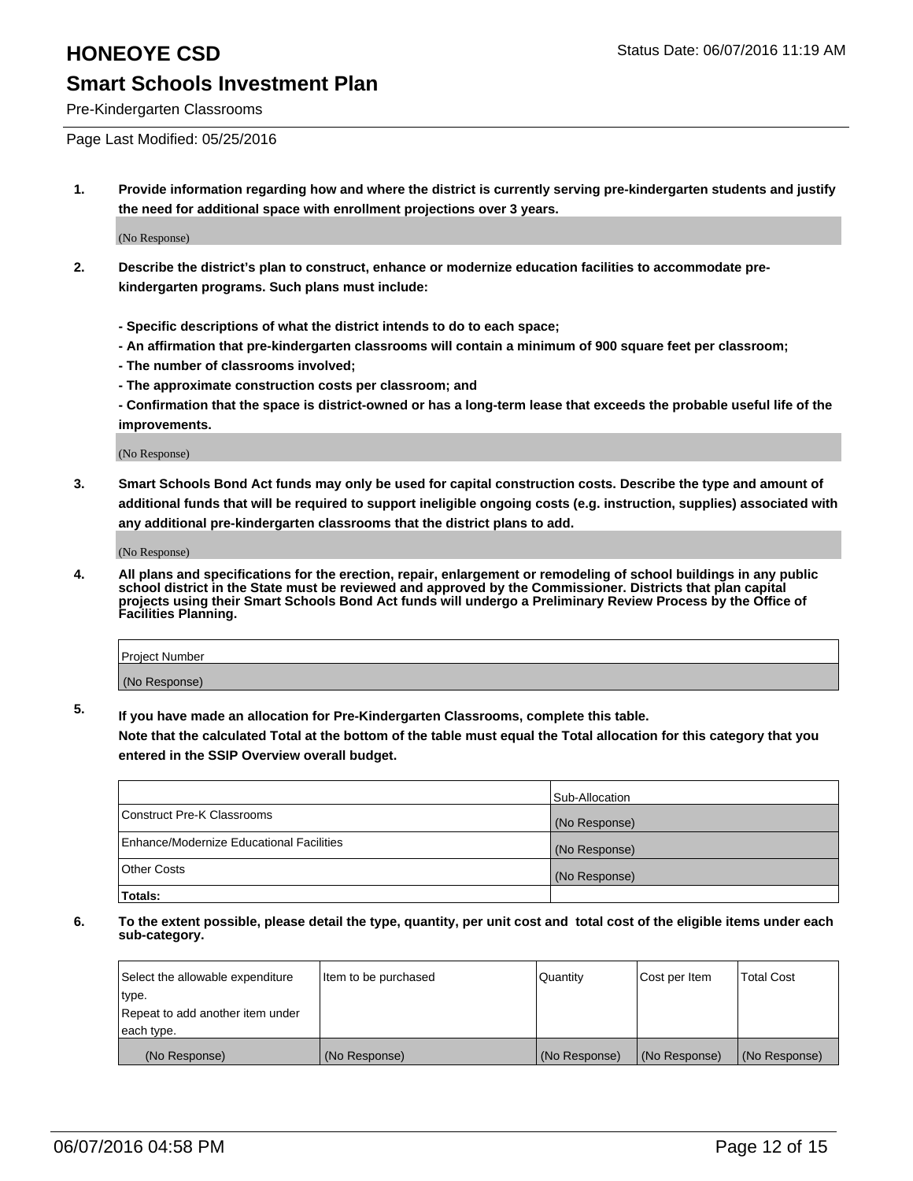# HONEOYE CSD

## Smart Schools Investment Plan

Pre-Kindergarten Classrooms

Status Date: 06/07/2016 11:19 AM

Page Last Modified: 05/25/2016

**1. Provide information regarding how and where the district is currently serving pre-kindergarten students and justify the need for additional space with enrollment projections over 3 years.**

(No Response)

**2. Describe the district's plan to construct, enhance or modernize education facilities to accommodate pre-kindergarten programs. Such plans must include:**

**- Specific descriptions of what the district intends to do to each space;**

**- An affirmation that pre-kindergarten classrooms will contain a minimum of 900 square feet per classroom;**

**- The number of classrooms involved;**

**- The approximate construction costs per classroom; and**

**- Confirmation that the space is district-owned or has a long-term lease that exceeds the probable useful life of the improvements.**

(No Response)

**3. Smart Schools Bond Act funds may only be used for capital construction costs. Describe the type and amount of additional funds that will be required to support ineligible ongoing costs (e.g. instruction, supplies) associated with any additional pre-kindergarten classrooms that the district plans to add.**

(No Response)

**4. All plans and specifications for the erection, repair, enlargement or remodeling of school buildings in any public school district in the State must be reviewed and approved by the Commissioner. Districts that plan capital projects using their Smart Schools Bond Act funds will undergo a Preliminary Review Process by the Office of Facilities Planning.**

| Project Number |
| --- |
| (No Response) |

**5. If you have made an allocation for Pre-Kindergarten Classrooms, complete this table.**

**Note that the calculated Total at the bottom of the table must equal the Total allocation for this category that you entered in the SSIP Overview overall budget.**

| | Sub-Allocation |
| --- | --- |
| Construct Pre-K Classrooms | (No Response) |
| Enhance/Modernize Educational Facilities | (No Response) |
| Other Costs | (No Response) |
| **Totals:** | |

**6. To the extent possible, please detail the type, quantity, per unit cost and total cost of the eligible items under each sub-category.**

| Select the allowable expenditure type. Repeat to add another item under each type. | Item to be purchased | Quantity | Cost per Item | Total Cost |
| --- | --- | --- | --- | --- |
| (No Response) | (No Response) | (No Response) | (No Response) | (No Response) |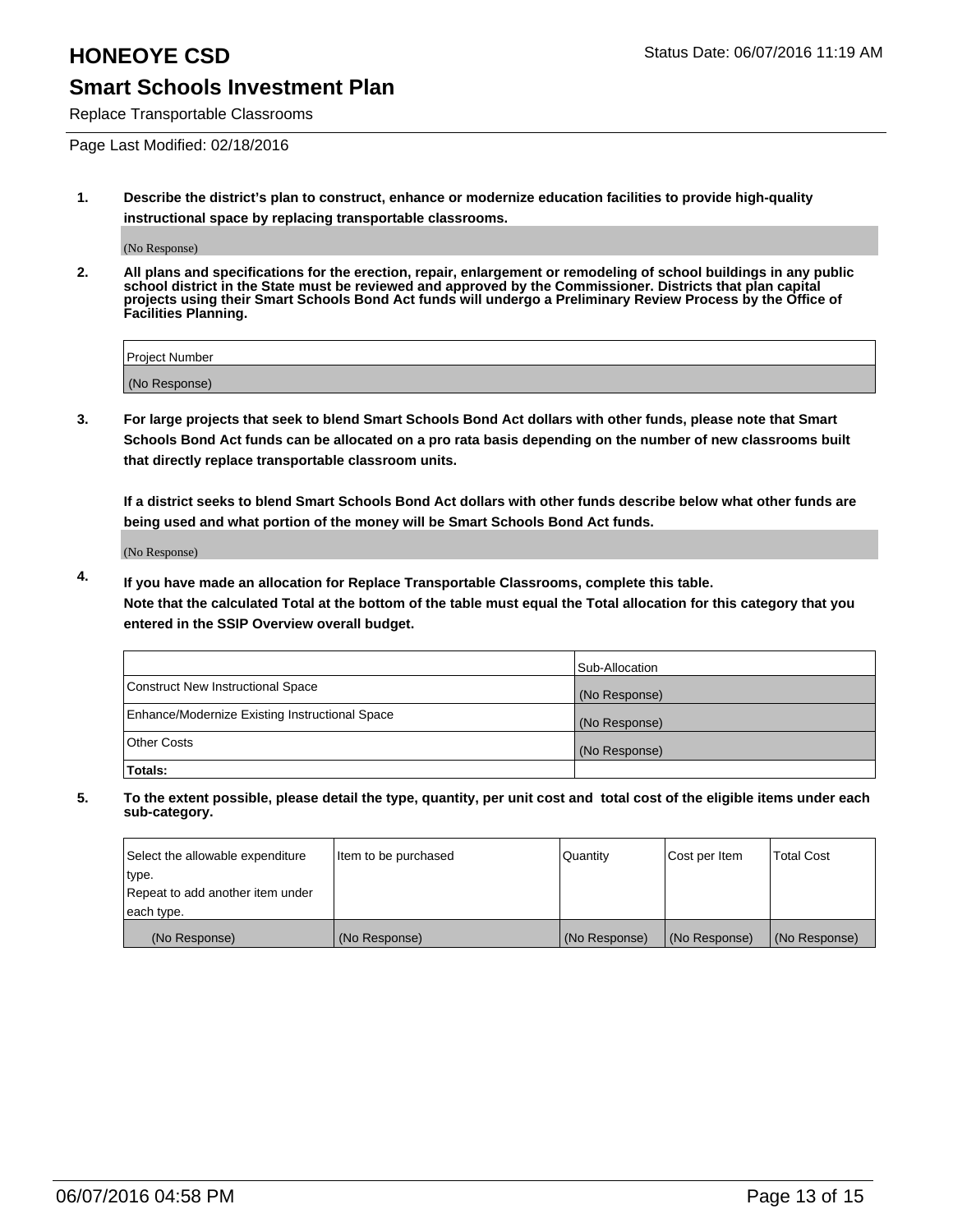# HONEOYE CSD

Status Date: 06/07/2016 11:19 AM

## Smart Schools Investment Plan

Replace Transportable Classrooms

Page Last Modified: 02/18/2016

1. **Describe the district's plan to construct, enhance or modernize education facilities to provide high-quality instructional space by replacing transportable classrooms.**

   (No Response)

2. **All plans and specifications for the erection, repair, enlargement or remodeling of school buildings in any public school district in the State must be reviewed and approved by the Commissioner. Districts that plan capital projects using their Smart Schools Bond Act funds will undergo a Preliminary Review Process by the Office of Facilities Planning.**

| Project Number |
|---|
| (No Response) |

3. **For large projects that seek to blend Smart Schools Bond Act dollars with other funds, please note that Smart Schools Bond Act funds can be allocated on a pro rata basis depending on the number of new classrooms built that directly replace transportable classroom units.**

   **If a district seeks to blend Smart Schools Bond Act dollars with other funds describe below what other funds are being used and what portion of the money will be Smart Schools Bond Act funds.**

   (No Response)

4. **If you have made an allocation for Replace Transportable Classrooms, complete this table.**
   **Note that the calculated Total at the bottom of the table must equal the Total allocation for this category that you entered in the SSIP Overview overall budget.**

| | Sub-Allocation |
|---|---|
| Construct New Instructional Space | (No Response) |
| Enhance/Modernize Existing Instructional Space | (No Response) |
| Other Costs | (No Response) |
| **Totals:** | |

5. **To the extent possible, please detail the type, quantity, per unit cost and total cost of the eligible items under each sub-category.**

| Select the allowable expenditure type. Repeat to add another item under each type. | Item to be purchased | Quantity | Cost per Item | Total Cost |
|---|---|---|---|---|
| (No Response) | (No Response) | (No Response) | (No Response) | (No Response) |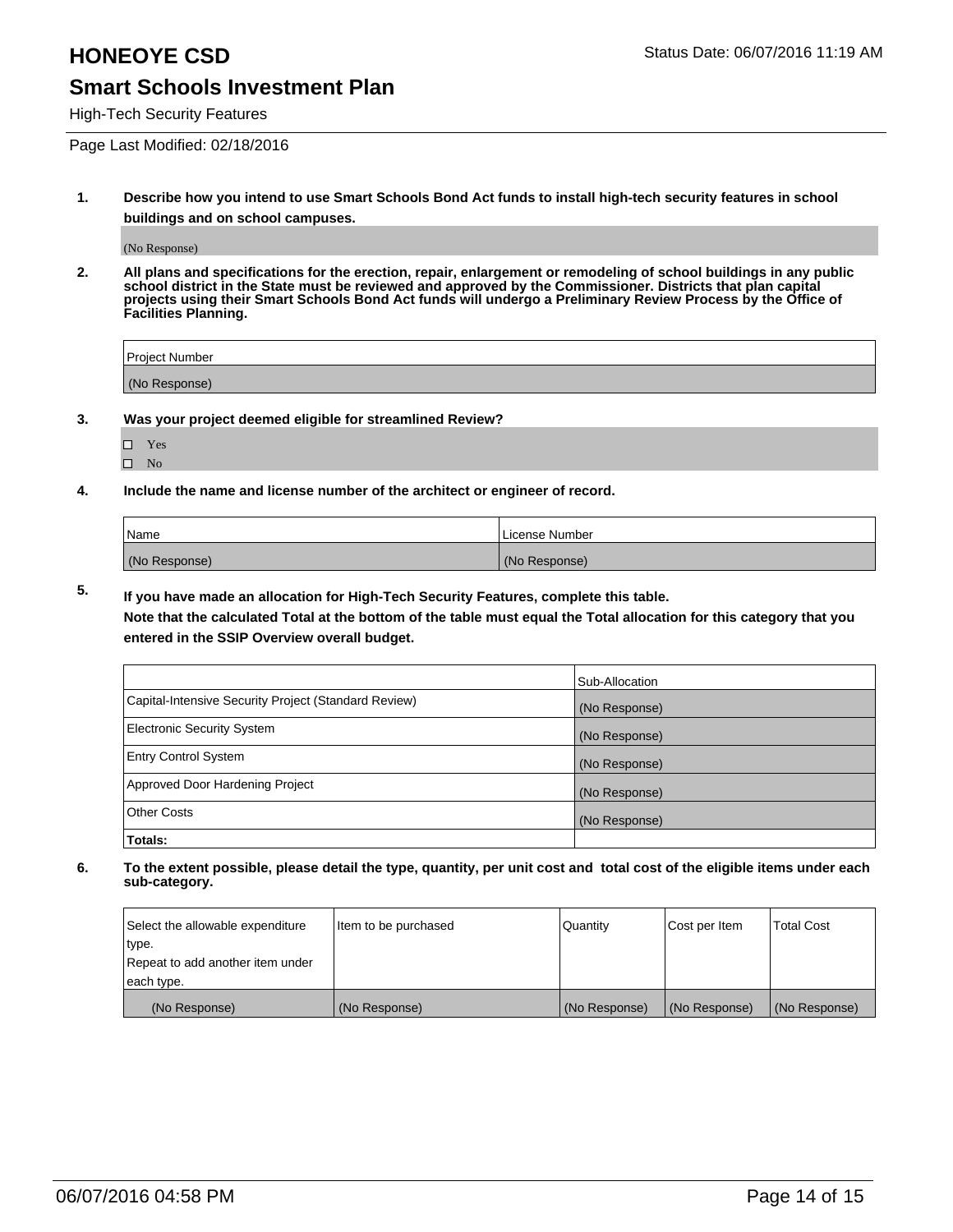# HONEOYE CSD

Status Date: 06/07/2016 11:19 AM

## Smart Schools Investment Plan

High-Tech Security Features

Page Last Modified: 02/18/2016

**1. Describe how you intend to use Smart Schools Bond Act funds to install high-tech security features in school buildings and on school campuses.**

(No Response)

**2. All plans and specifications for the erection, repair, enlargement or remodeling of school buildings in any public school district in the State must be reviewed and approved by the Commissioner. Districts that plan capital projects using their Smart Schools Bond Act funds will undergo a Preliminary Review Process by the Office of Facilities Planning.**

| Project Number |
| --- |
| (No Response) |

**3. Was your project deemed eligible for streamlined Review?**

- ☐ Yes
- ☐ No

**4. Include the name and license number of the architect or engineer of record.**

| Name | License Number |
| --- | --- |
| (No Response) | (No Response) |

**5. If you have made an allocation for High-Tech Security Features, complete this table.**
**Note that the calculated Total at the bottom of the table must equal the Total allocation for this category that you entered in the SSIP Overview overall budget.**

| | Sub-Allocation |
| --- | --- |
| Capital-Intensive Security Project (Standard Review) | (No Response) |
| Electronic Security System | (No Response) |
| Entry Control System | (No Response) |
| Approved Door Hardening Project | (No Response) |
| Other Costs | (No Response) |
| **Totals:** | |

**6. To the extent possible, please detail the type, quantity, per unit cost and total cost of the eligible items under each sub-category.**

| Select the allowable expenditure type. Repeat to add another item under each type. | Item to be purchased | Quantity | Cost per Item | Total Cost |
| --- | --- | --- | --- | --- |
| (No Response) | (No Response) | (No Response) | (No Response) | (No Response) |